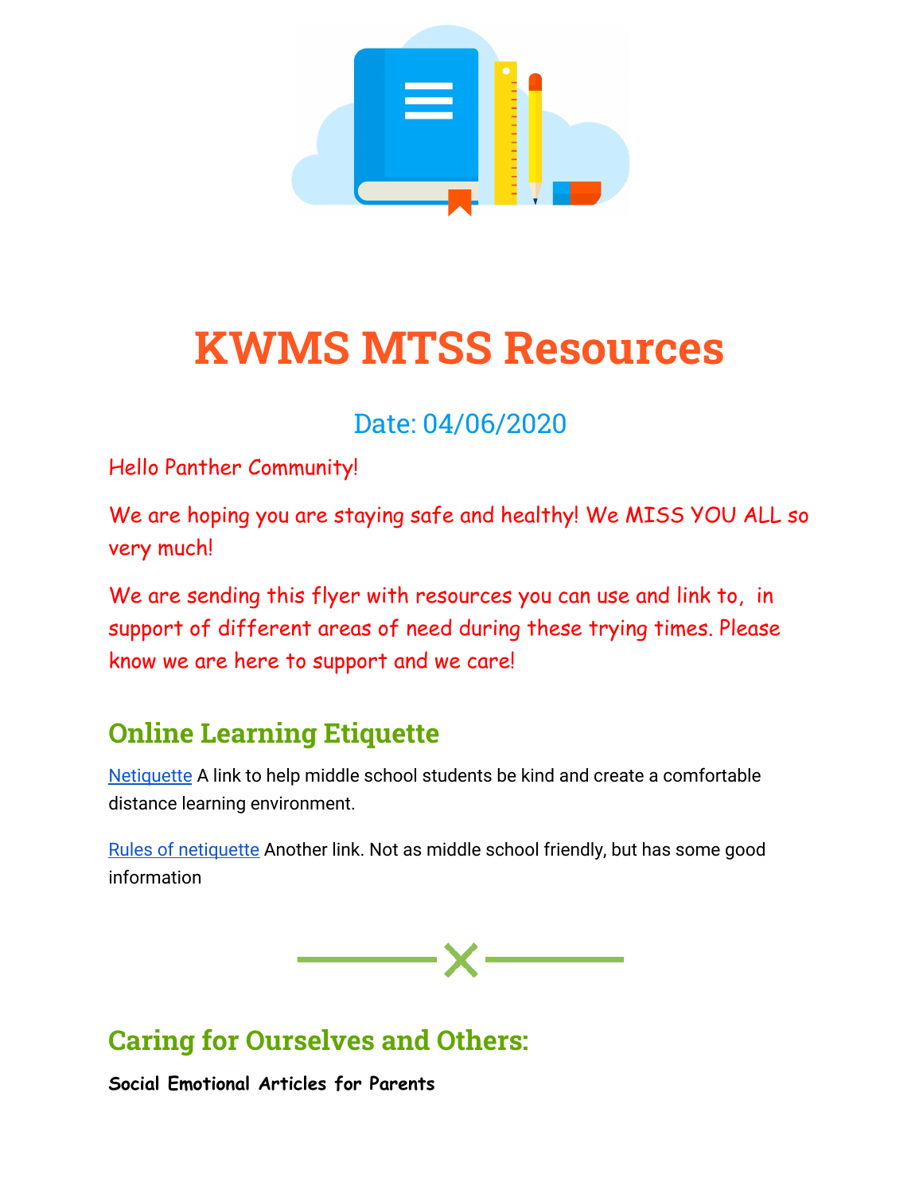# KWMS MTSS Resources

Date: 04/06/2020

Hello Panther Community!

We are hoping you are staying safe and healthy! We MISS YOU ALL so very much!

We are sending this flyer with resources you can use and link to, in support of different areas of need during these trying times. Please know we are here to support and we care!

## Online Learning Etiquette

Netiquette A link to help middle school students be kind and create a comfortable distance learning environment.

Rules of netiquette Another link. Not as middle school friendly, but has some good information

## Caring for Ourselves and Others:

**Social Emotional Articles for Parents**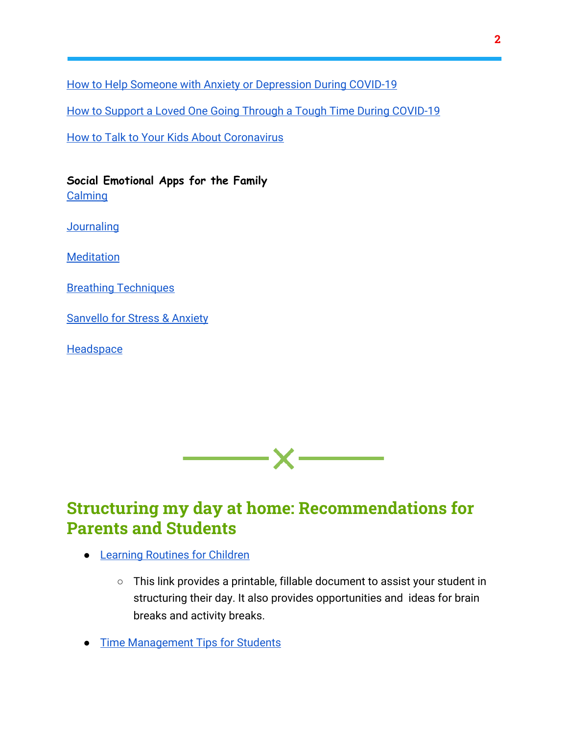How to Help Someone with Anxiety or Depression During COVID-19

How to Support a Loved One Going Through a Tough Time During COVID-19

How to Talk to Your Kids About Coronavirus

**Social Emotional Apps for the Family**

Calming

Journaling

Meditation

Breathing Techniques

Sanvello for Stress & Anxiety

Headspace

## Structuring my day at home: Recommendations for Parents and Students

- Learning Routines for Children
    - This link provides a printable, fillable document to assist your student in structuring their day. It also provides opportunities and ideas for brain breaks and activity breaks.
- Time Management Tips for Students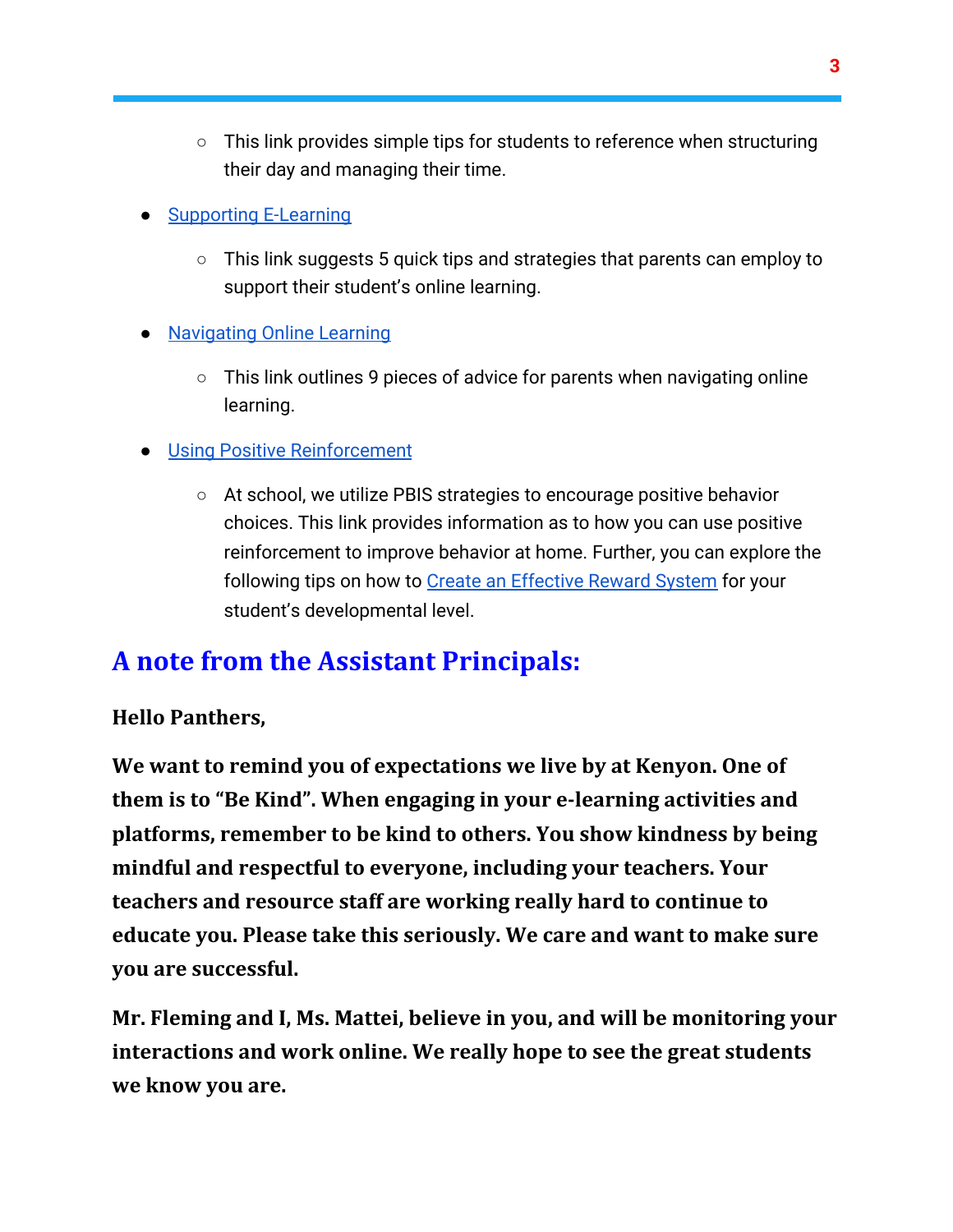- This link provides simple tips for students to reference when structuring their day and managing their time.

- Supporting E-Learning
    - This link suggests 5 quick tips and strategies that parents can employ to support their student's online learning.

- Navigating Online Learning
    - This link outlines 9 pieces of advice for parents when navigating online learning.

- Using Positive Reinforcement
    - At school, we utilize PBIS strategies to encourage positive behavior choices. This link provides information as to how you can use positive reinforcement to improve behavior at home. Further, you can explore the following tips on how to Create an Effective Reward System for your student's developmental level.

## A note from the Assistant Principals:

**Hello Panthers,**

**We want to remind you of expectations we live by at Kenyon. One of them is to "Be Kind". When engaging in your e-learning activities and platforms, remember to be kind to others. You show kindness by being mindful and respectful to everyone, including your teachers. Your teachers and resource staff are working really hard to continue to educate you. Please take this seriously. We care and want to make sure you are successful.**

**Mr. Fleming and I, Ms. Mattei, believe in you, and will be monitoring your interactions and work online. We really hope to see the great students we know you are.**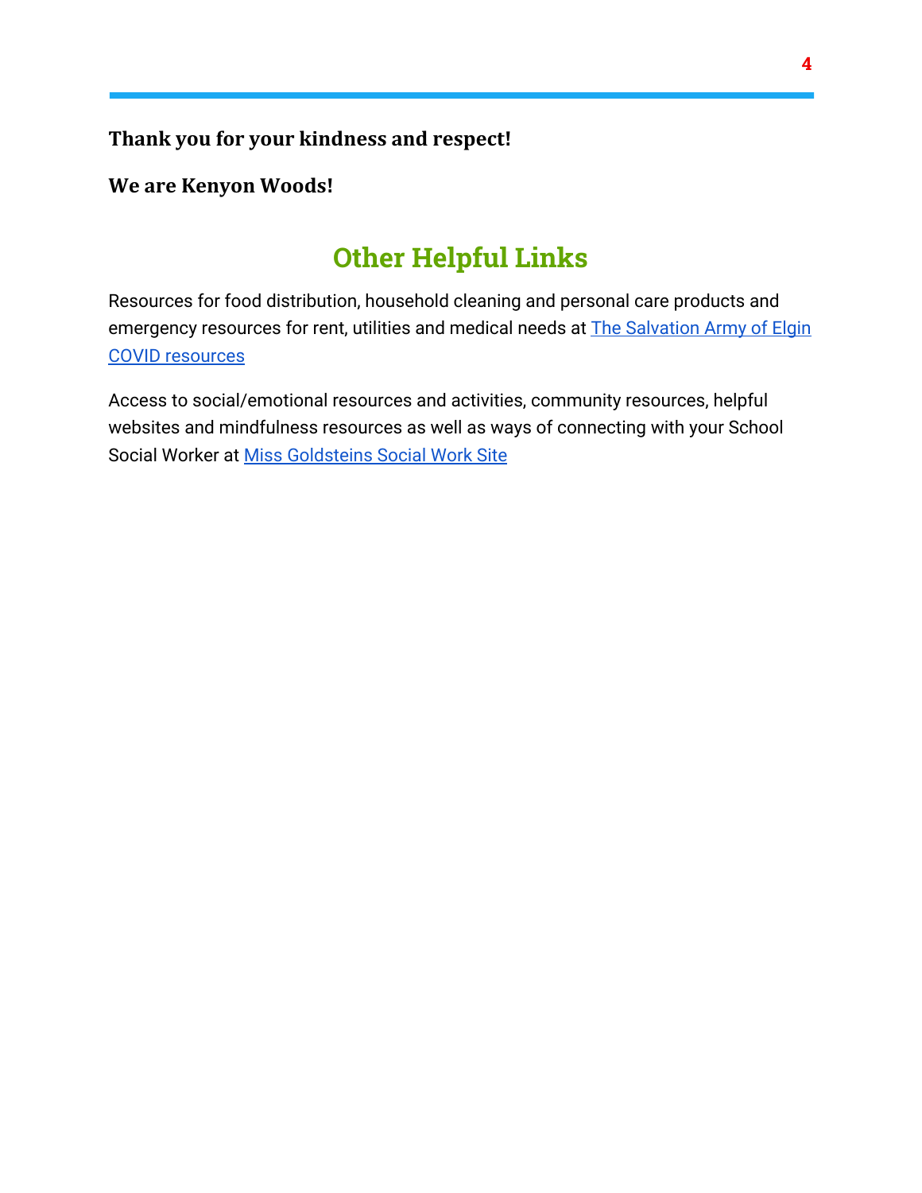**Thank you for your kindness and respect!**

**We are Kenyon Woods!**

## Other Helpful Links

Resources for food distribution, household cleaning and personal care products and emergency resources for rent, utilities and medical needs at The Salvation Army of Elgin COVID resources

Access to social/emotional resources and activities, community resources, helpful websites and mindfulness resources as well as ways of connecting with your School Social Worker at Miss Goldsteins Social Work Site